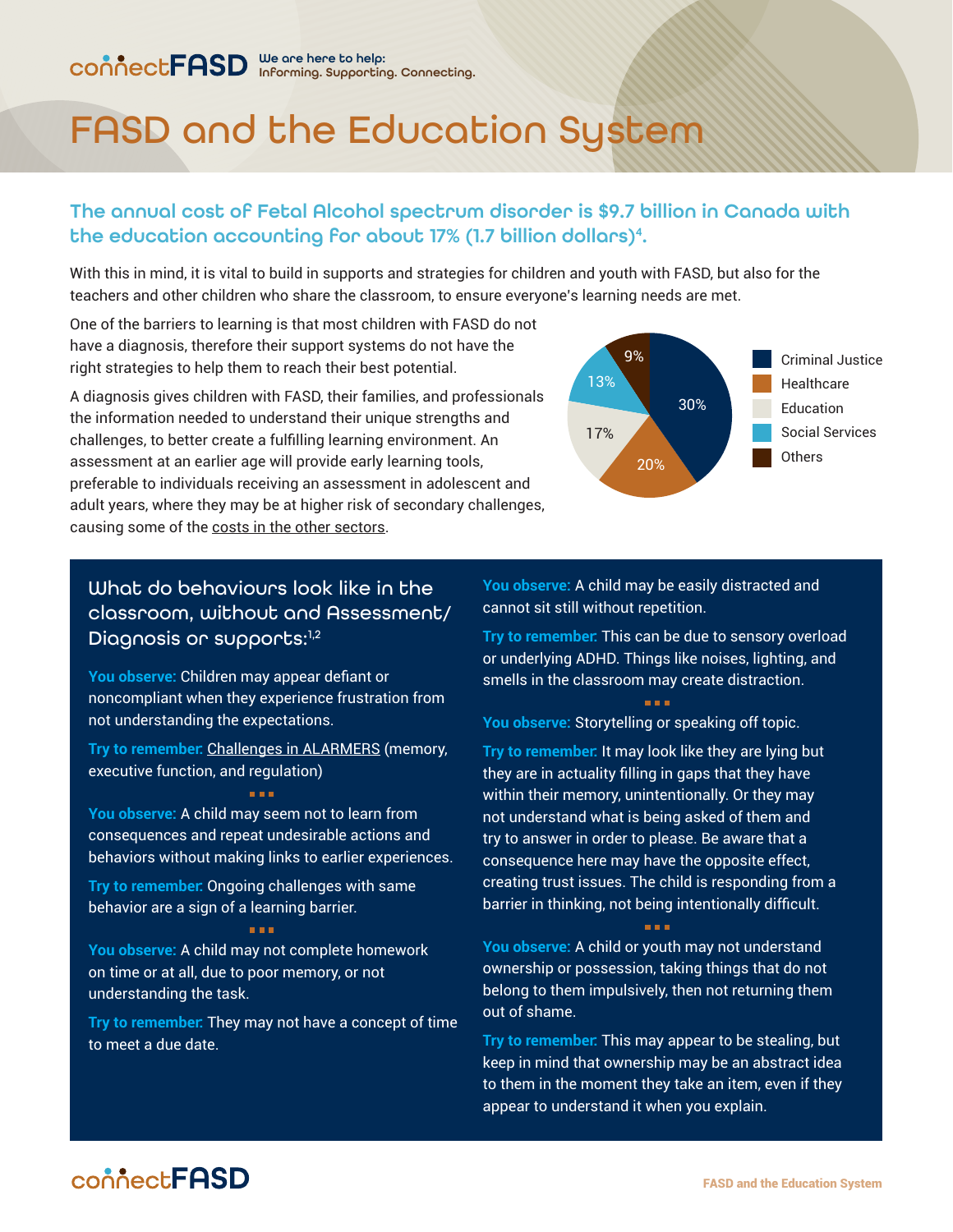connectFASD We are here to help: Informing. Supporting. Connecting.

# FASD and the Education System

## The annual cost of Fetal Alcohol spectrum disorder is $9.7 billion in Canada with the education accounting for about 17% (1.7 billion dollars)[4].

With this in mind, it is vital to build in supports and strategies for children and youth with FASD, but also for the teachers and other children who share the classroom, to ensure everyone's learning needs are met.

One of the barriers to learning is that most children with FASD do not have a diagnosis, therefore their support systems do not have the right strategies to help them to reach their best potential.

A diagnosis gives children with FASD, their families, and professionals the information needed to understand their unique strengths and challenges, to better create a fulfilling learning environment. An assessment at an earlier age will provide early learning tools, preferable to individuals receiving an assessment in adolescent and adult years, where they may be at higher risk of secondary challenges, causing some of the costs in the other sectors.

| Sector | Share |
|---|---|
| Criminal Justice | 30% |
| Healthcare | 20% |
| Education | 17% |
| Social Services | 13% |
| Others | 9% |

### What do behaviours look like in the classroom, without and Assessment/ Diagnosis or supports:[1,2]

**You observe:** Children may appear defiant or noncompliant when they experience frustration from not understanding the expectations.

**Try to remember:** Challenges in ALARMERS (memory, executive function, and regulation)

**You observe:** A child may seem not to learn from consequences and repeat undesirable actions and behaviors without making links to earlier experiences.

**Try to remember:** Ongoing challenges with same behavior are a sign of a learning barrier.

**You observe:** A child may not complete homework on time or at all, due to poor memory, or not understanding the task.

**Try to remember:** They may not have a concept of time to meet a due date.

**You observe:** A child may be easily distracted and cannot sit still without repetition.

**Try to remember:** This can be due to sensory overload or underlying ADHD. Things like noises, lighting, and smells in the classroom may create distraction.

**You observe:** Storytelling or speaking off topic.

**Try to remember:** It may look like they are lying but they are in actuality filling in gaps that they have within their memory, unintentionally. Or they may not understand what is being asked of them and try to answer in order to please. Be aware that a consequence here may have the opposite effect, creating trust issues. The child is responding from a barrier in thinking, not being intentionally difficult.

**You observe:** A child or youth may not understand ownership or possession, taking things that do not belong to them impulsively, then not returning them out of shame.

**Try to remember:** This may appear to be stealing, but keep in mind that ownership may be an abstract idea to them in the moment they take an item, even if they appear to understand it when you explain.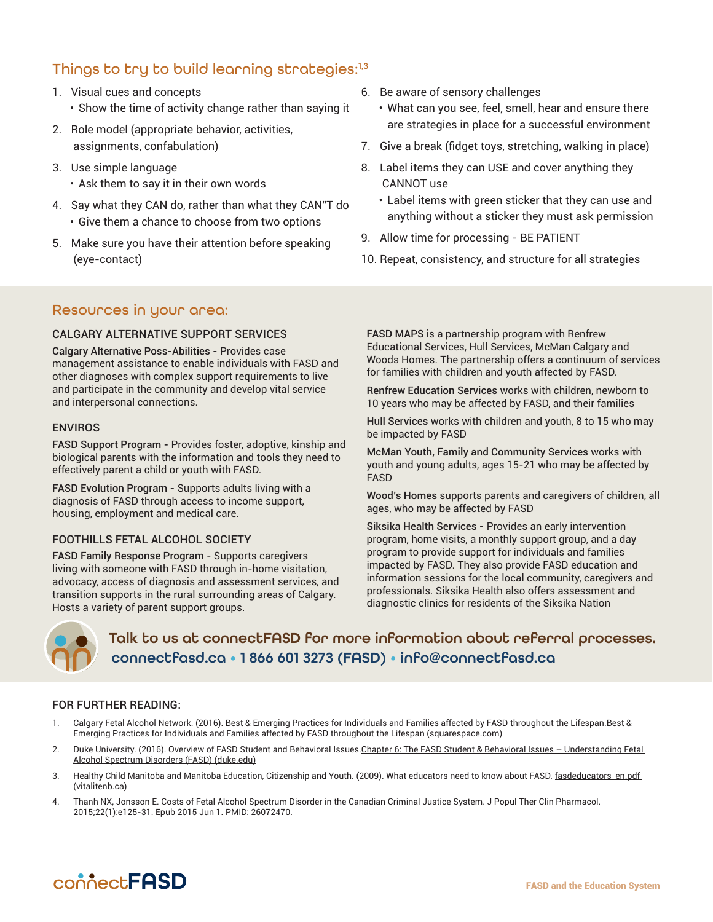## Things to try to build learning strategies:[1,3]

1. Visual cues and concepts
   - Show the time of activity change rather than saying it
2. Role model (appropriate behavior, activities, assignments, confabulation)
3. Use simple language
   - Ask them to say it in their own words
4. Say what they CAN do, rather than what they CAN"T do
   - Give them a chance to choose from two options
5. Make sure you have their attention before speaking (eye-contact)
6. Be aware of sensory challenges
   - What can you see, feel, smell, hear and ensure there are strategies in place for a successful environment
7. Give a break (fidget toys, stretching, walking in place)
8. Label items they can USE and cover anything they CANNOT use
   - Label items with green sticker that they can use and anything without a sticker they must ask permission
9. Allow time for processing - BE PATIENT
10. Repeat, consistency, and structure for all strategies

## Resources in your area:

### CALGARY ALTERNATIVE SUPPORT SERVICES

**Calgary Alternative Poss-Abilities** - Provides case management assistance to enable individuals with FASD and other diagnoses with complex support requirements to live and participate in the community and develop vital service and interpersonal connections.

### ENVIROS

**FASD Support Program** - Provides foster, adoptive, kinship and biological parents with the information and tools they need to effectively parent a child or youth with FASD.

**FASD Evolution Program** - Supports adults living with a diagnosis of FASD through access to income support, housing, employment and medical care.

### FOOTHILLS FETAL ALCOHOL SOCIETY

**FASD Family Response Program** - Supports caregivers living with someone with FASD through in-home visitation, advocacy, access of diagnosis and assessment services, and transition supports in the rural surrounding areas of Calgary. Hosts a variety of parent support groups.

**FASD MAPS** is a partnership program with Renfrew Educational Services, Hull Services, McMan Calgary and Woods Homes. The partnership offers a continuum of services for families with children and youth affected by FASD.

**Renfrew Education Services** works with children, newborn to 10 years who may be affected by FASD, and their families

**Hull Services** works with children and youth, 8 to 15 who may be impacted by FASD

**McMan Youth, Family and Community Services** works with youth and young adults, ages 15-21 who may be affected by FASD

**Wood's Homes** supports parents and caregivers of children, all ages, who may be affected by FASD

**Siksika Health Services** - Provides an early intervention program, home visits, a monthly support group, and a day program to provide support for individuals and families impacted by FASD. They also provide FASD education and information sessions for the local community, caregivers and professionals. Siksika Health also offers assessment and diagnostic clinics for residents of the Siksika Nation

**Talk to us at connectFASD for more information about referral processes.**

**connectfasd.ca • 1 866 601 3273 (FASD) • info@connectfasd.ca**

### FOR FURTHER READING:

1. Calgary Fetal Alcohol Network. (2016). Best & Emerging Practices for Individuals and Families affected by FASD throughout the Lifespan. Best & Emerging Practices for Individuals and Families affected by FASD throughout the Lifespan (squarespace.com)
2. Duke University. (2016). Overview of FASD Student and Behavioral Issues. Chapter 6: The FASD Student & Behavioral Issues – Understanding Fetal Alcohol Spectrum Disorders (FASD) (duke.edu)
3. Healthy Child Manitoba and Manitoba Education, Citizenship and Youth. (2009). What educators need to know about FASD. fasdeducators_en.pdf (vitalitenb.ca)
4. Thanh NX, Jonsson E. Costs of Fetal Alcohol Spectrum Disorder in the Canadian Criminal Justice System. J Popul Ther Clin Pharmacol. 2015;22(1):e125-31. Epub 2015 Jun 1. PMID: 26072470.